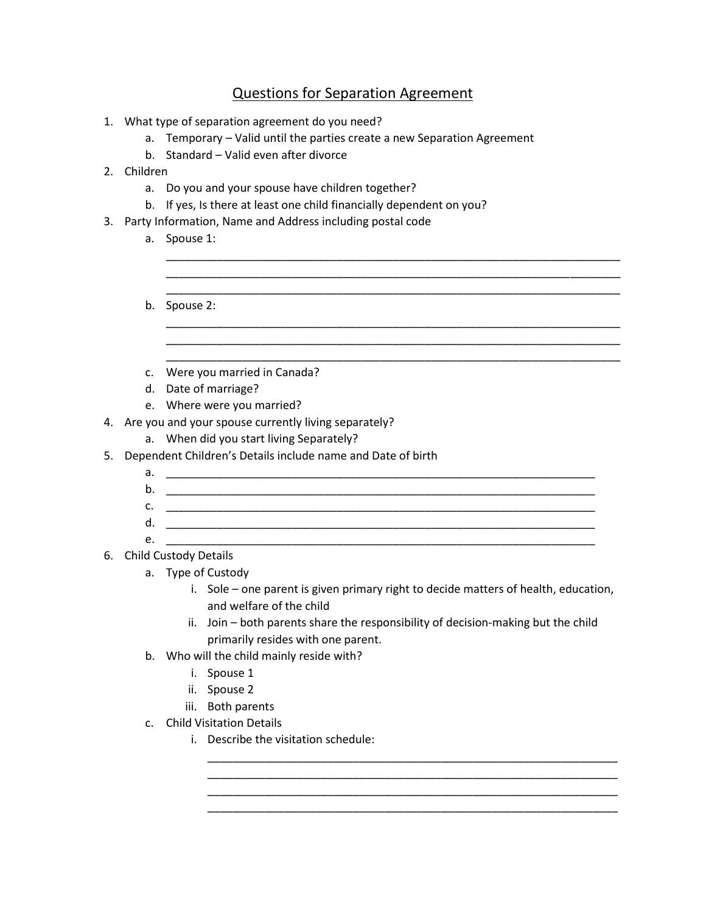# Questions for Separation Agreement

1. What type of separation agreement do you need?
    a. Temporary – Valid until the parties create a new Separation Agreement
    b. Standard – Valid even after divorce
2. Children
    a. Do you and your spouse have children together?
    b. If yes, Is there at least one child financially dependent on you?
3. Party Information, Name and Address including postal code
    a. Spouse 1:
    ______________________________________________________________________
    ______________________________________________________________________
    ______________________________________________________________________
    b. Spouse 2:
    ______________________________________________________________________
    ______________________________________________________________________
    ______________________________________________________________________
    c. Were you married in Canada?
    d. Date of marriage?
    e. Where were you married?
4. Are you and your spouse currently living separately?
    a. When did you start living Separately?
5. Dependent Children's Details include name and Date of birth
    a. ______________________________________________________________________
    b. ______________________________________________________________________
    c. ______________________________________________________________________
    d. ______________________________________________________________________
    e. ______________________________________________________________________
6. Child Custody Details
    a. Type of Custody
        i. Sole – one parent is given primary right to decide matters of health, education, and welfare of the child
        ii. Join – both parents share the responsibility of decision-making but the child primarily resides with one parent.
    b. Who will the child mainly reside with?
        i. Spouse 1
        ii. Spouse 2
        iii. Both parents
    c. Child Visitation Details
        i. Describe the visitation schedule:
        ________________________________________________________________
        ________________________________________________________________
        ________________________________________________________________
        ________________________________________________________________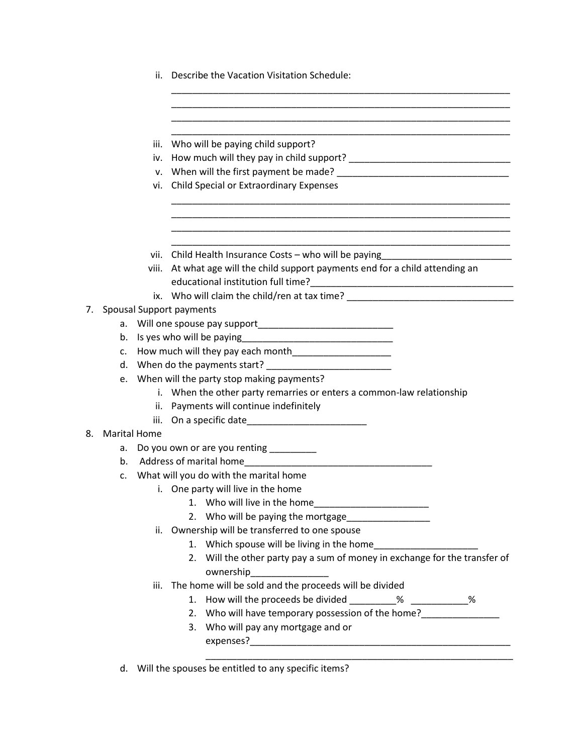ii. Describe the Vacation Visitation Schedule:
_____________________________________________________________________
_____________________________________________________________________
_____________________________________________________________________
_____________________________________________________________________

iii. Who will be paying child support?

iv. How much will they pay in child support? ________________________________

v. When will the first payment be made? __________________________________

vi. Child Special or Extraordinary Expenses
_____________________________________________________________________
_____________________________________________________________________
_____________________________________________________________________
_____________________________________________________________________

vii. Child Health Insurance Costs – who will be paying_________________________

viii. At what age will the child support payments end for a child attending an educational institution full time?_______________________________________

ix. Who will claim the child/ren at tax time? ________________________________

7. Spousal Support payments
   a. Will one spouse pay support___________________________
   b. Is yes who will be paying______________________________
   c. How much will they pay each month___________________
   d. When do the payments start? _________________________
   e. When will the party stop making payments?
      i. When the other party remarries or enters a common-law relationship
      ii. Payments will continue indefinitely
      iii. On a specific date_______________________
8. Marital Home
   a. Do you own or are you renting _________
   b. Address of marital home_____________________________________
   c. What will you do with the marital home
      i. One party will live in the home
         1. Who will live in the home______________________
         2. Who will be paying the mortgage________________
      ii. Ownership will be transferred to one spouse
         1. Which spouse will be living in the home____________________
         2. Will the other party pay a sum of money in exchange for the transfer of ownership_______________
      iii. The home will be sold and the proceeds will be divided
         1. How will the proceeds be divided _________% ___________%
         2. Who will have temporary possession of the home?_______________
         3. Who will pay any mortgage and or expenses?_____________________________________________________
            ______________________________________________________________
   d. Will the spouses be entitled to any specific items?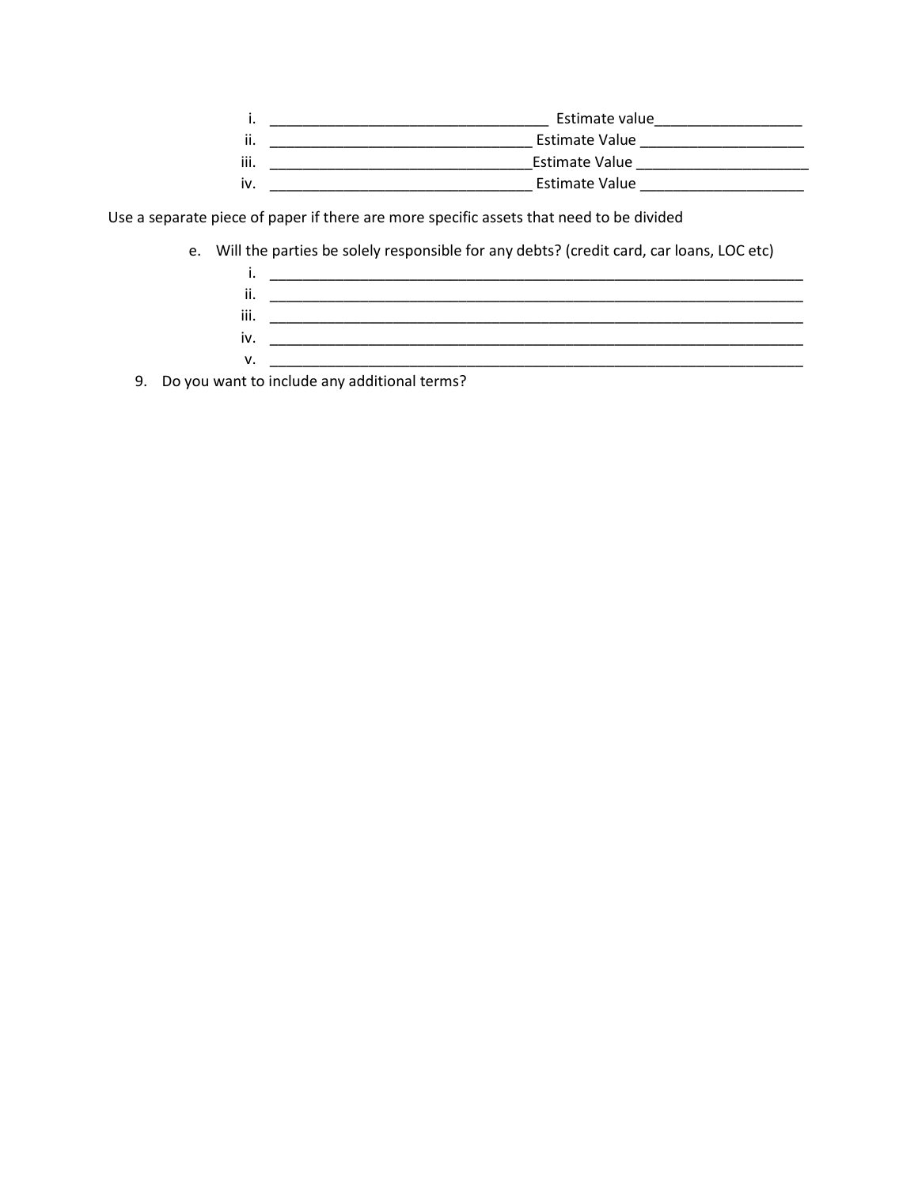i. ___________________________________ Estimate value__________________

ii. _________________________________ Estimate Value ____________________

iii. _________________________________Estimate Value ______________________

iv. _________________________________ Estimate Value ____________________

Use a separate piece of paper if there are more specific assets that need to be divided

e. Will the parties be solely responsible for any debts? (credit card, car loans, LOC etc)

i. _____________________________________________________________________

ii. _____________________________________________________________________

iii. _____________________________________________________________________

iv. _____________________________________________________________________

v. _____________________________________________________________________

9. Do you want to include any additional terms?